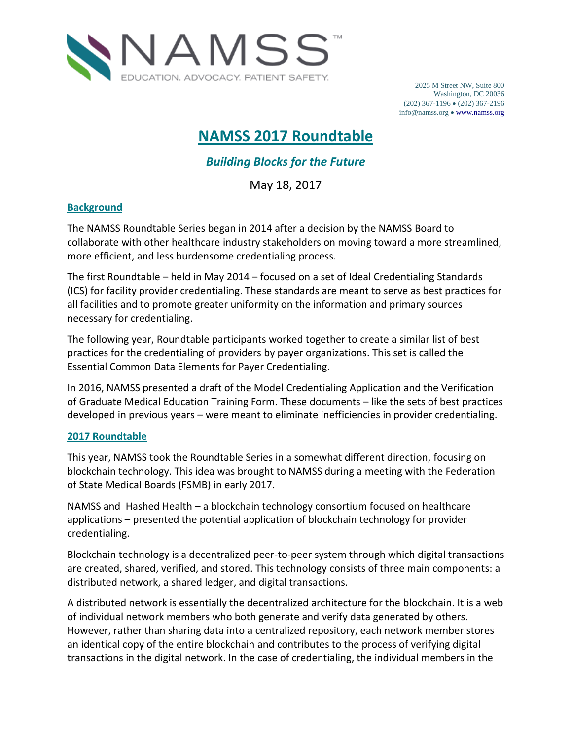NAMSS™

EDUCATION. ADVOCACY. PATIENT SAFETY.

2025 M Street NW, Suite 800
Washington, DC 20036
(202) 367-1196 • (202) 367-2196
info@namss.org • www.namss.org

# NAMSS 2017 Roundtable

## *Building Blocks for the Future*

May 18, 2017

### Background

The NAMSS Roundtable Series began in 2014 after a decision by the NAMSS Board to collaborate with other healthcare industry stakeholders on moving toward a more streamlined, more efficient, and less burdensome credentialing process.

The first Roundtable – held in May 2014 – focused on a set of Ideal Credentialing Standards (ICS) for facility provider credentialing. These standards are meant to serve as best practices for all facilities and to promote greater uniformity on the information and primary sources necessary for credentialing.

The following year, Roundtable participants worked together to create a similar list of best practices for the credentialing of providers by payer organizations. This set is called the Essential Common Data Elements for Payer Credentialing.

In 2016, NAMSS presented a draft of the Model Credentialing Application and the Verification of Graduate Medical Education Training Form. These documents – like the sets of best practices developed in previous years – were meant to eliminate inefficiencies in provider credentialing.

### 2017 Roundtable

This year, NAMSS took the Roundtable Series in a somewhat different direction, focusing on blockchain technology. This idea was brought to NAMSS during a meeting with the Federation of State Medical Boards (FSMB) in early 2017.

NAMSS and Hashed Health – a blockchain technology consortium focused on healthcare applications – presented the potential application of blockchain technology for provider credentialing.

Blockchain technology is a decentralized peer-to-peer system through which digital transactions are created, shared, verified, and stored. This technology consists of three main components: a distributed network, a shared ledger, and digital transactions.

A distributed network is essentially the decentralized architecture for the blockchain. It is a web of individual network members who both generate and verify data generated by others. However, rather than sharing data into a centralized repository, each network member stores an identical copy of the entire blockchain and contributes to the process of verifying digital transactions in the digital network. In the case of credentialing, the individual members in the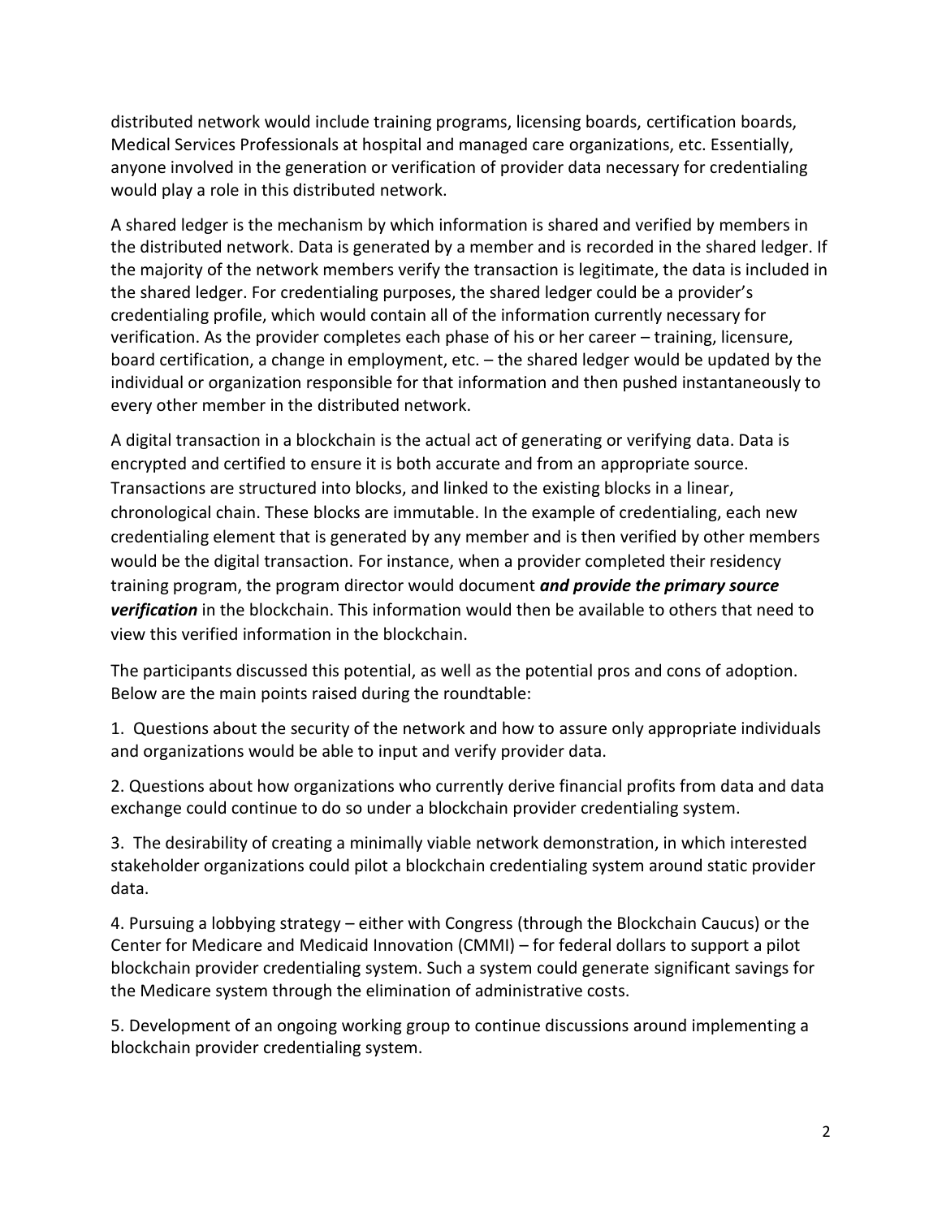distributed network would include training programs, licensing boards, certification boards, Medical Services Professionals at hospital and managed care organizations, etc. Essentially, anyone involved in the generation or verification of provider data necessary for credentialing would play a role in this distributed network.

A shared ledger is the mechanism by which information is shared and verified by members in the distributed network. Data is generated by a member and is recorded in the shared ledger. If the majority of the network members verify the transaction is legitimate, the data is included in the shared ledger. For credentialing purposes, the shared ledger could be a provider's credentialing profile, which would contain all of the information currently necessary for verification. As the provider completes each phase of his or her career – training, licensure, board certification, a change in employment, etc. – the shared ledger would be updated by the individual or organization responsible for that information and then pushed instantaneously to every other member in the distributed network.

A digital transaction in a blockchain is the actual act of generating or verifying data. Data is encrypted and certified to ensure it is both accurate and from an appropriate source. Transactions are structured into blocks, and linked to the existing blocks in a linear, chronological chain. These blocks are immutable. In the example of credentialing, each new credentialing element that is generated by any member and is then verified by other members would be the digital transaction. For instance, when a provider completed their residency training program, the program director would document ***and provide the primary source verification*** in the blockchain. This information would then be available to others that need to view this verified information in the blockchain.

The participants discussed this potential, as well as the potential pros and cons of adoption. Below are the main points raised during the roundtable:

1. Questions about the security of the network and how to assure only appropriate individuals and organizations would be able to input and verify provider data.

2. Questions about how organizations who currently derive financial profits from data and data exchange could continue to do so under a blockchain provider credentialing system.

3. The desirability of creating a minimally viable network demonstration, in which interested stakeholder organizations could pilot a blockchain credentialing system around static provider data.

4. Pursuing a lobbying strategy – either with Congress (through the Blockchain Caucus) or the Center for Medicare and Medicaid Innovation (CMMI) – for federal dollars to support a pilot blockchain provider credentialing system. Such a system could generate significant savings for the Medicare system through the elimination of administrative costs.

5. Development of an ongoing working group to continue discussions around implementing a blockchain provider credentialing system.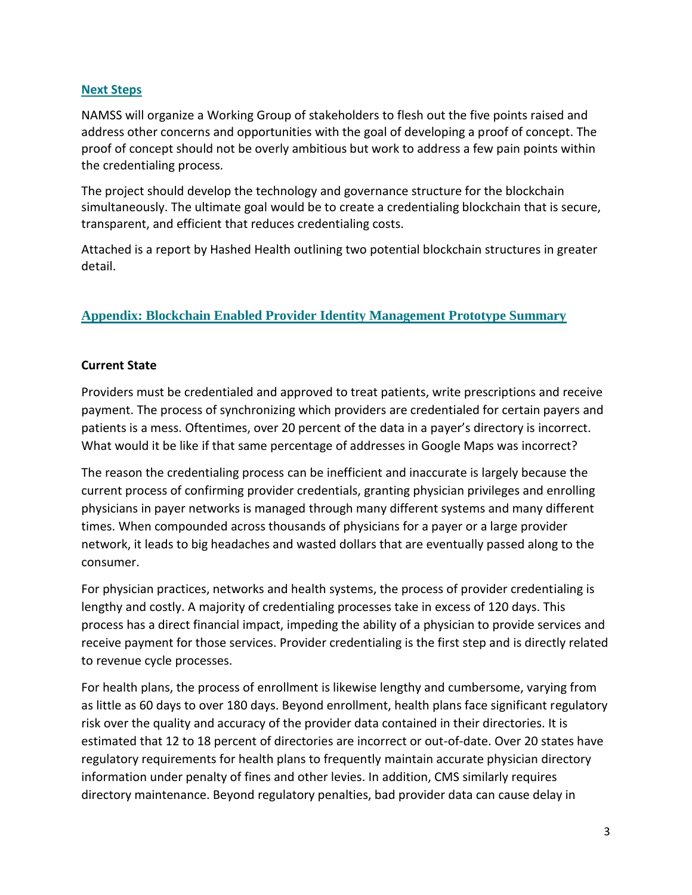## Next Steps

NAMSS will organize a Working Group of stakeholders to flesh out the five points raised and address other concerns and opportunities with the goal of developing a proof of concept. The proof of concept should not be overly ambitious but work to address a few pain points within the credentialing process.

The project should develop the technology and governance structure for the blockchain simultaneously. The ultimate goal would be to create a credentialing blockchain that is secure, transparent, and efficient that reduces credentialing costs.

Attached is a report by Hashed Health outlining two potential blockchain structures in greater detail.

## Appendix: Blockchain Enabled Provider Identity Management Prototype Summary

### Current State

Providers must be credentialed and approved to treat patients, write prescriptions and receive payment. The process of synchronizing which providers are credentialed for certain payers and patients is a mess. Oftentimes, over 20 percent of the data in a payer's directory is incorrect. What would it be like if that same percentage of addresses in Google Maps was incorrect?

The reason the credentialing process can be inefficient and inaccurate is largely because the current process of confirming provider credentials, granting physician privileges and enrolling physicians in payer networks is managed through many different systems and many different times. When compounded across thousands of physicians for a payer or a large provider network, it leads to big headaches and wasted dollars that are eventually passed along to the consumer.

For physician practices, networks and health systems, the process of provider credentialing is lengthy and costly. A majority of credentialing processes take in excess of 120 days. This process has a direct financial impact, impeding the ability of a physician to provide services and receive payment for those services. Provider credentialing is the first step and is directly related to revenue cycle processes.

For health plans, the process of enrollment is likewise lengthy and cumbersome, varying from as little as 60 days to over 180 days. Beyond enrollment, health plans face significant regulatory risk over the quality and accuracy of the provider data contained in their directories. It is estimated that 12 to 18 percent of directories are incorrect or out-of-date. Over 20 states have regulatory requirements for health plans to frequently maintain accurate physician directory information under penalty of fines and other levies. In addition, CMS similarly requires directory maintenance. Beyond regulatory penalties, bad provider data can cause delay in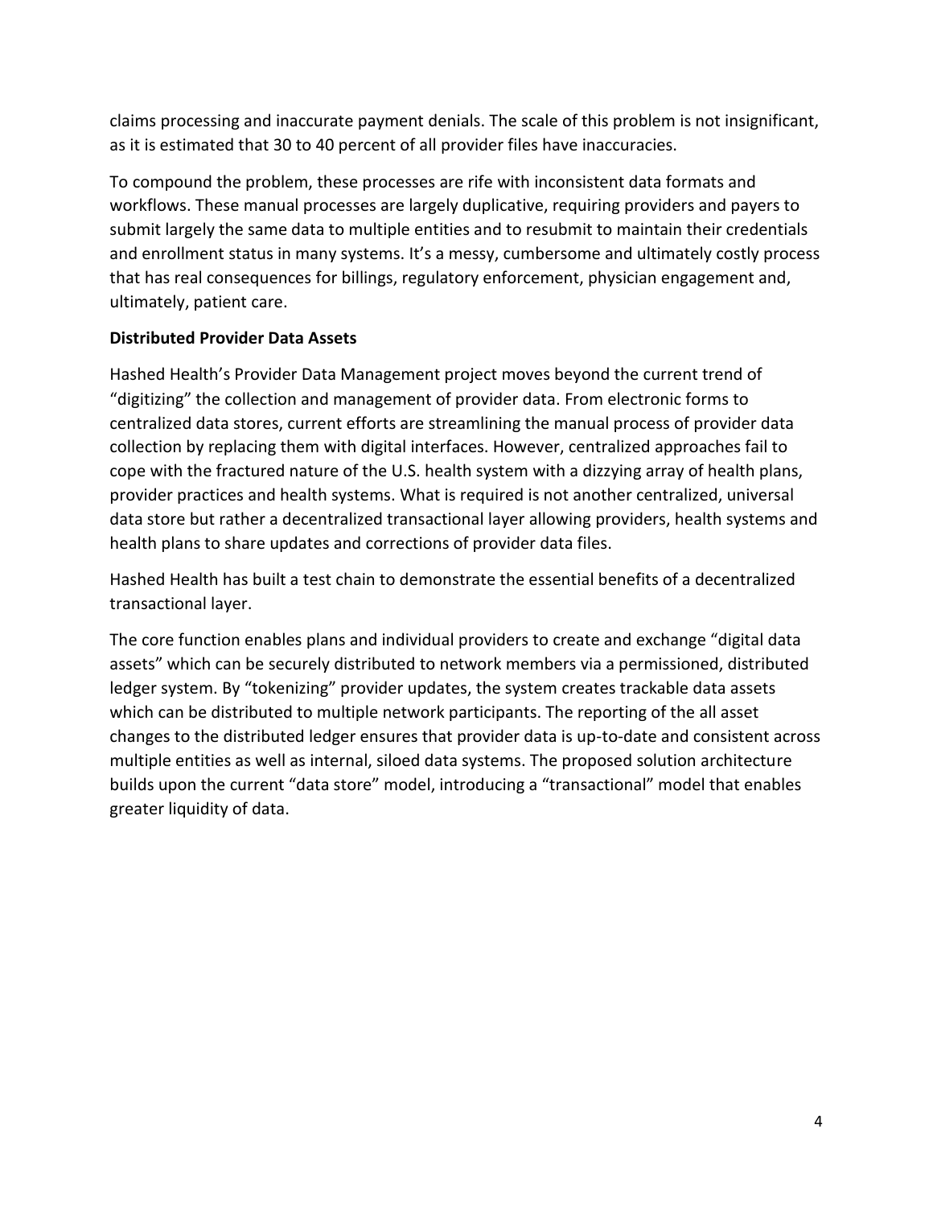claims processing and inaccurate payment denials. The scale of this problem is not insignificant, as it is estimated that 30 to 40 percent of all provider files have inaccuracies.

To compound the problem, these processes are rife with inconsistent data formats and workflows. These manual processes are largely duplicative, requiring providers and payers to submit largely the same data to multiple entities and to resubmit to maintain their credentials and enrollment status in many systems. It's a messy, cumbersome and ultimately costly process that has real consequences for billings, regulatory enforcement, physician engagement and, ultimately, patient care.

**Distributed Provider Data Assets**

Hashed Health's Provider Data Management project moves beyond the current trend of "digitizing" the collection and management of provider data. From electronic forms to centralized data stores, current efforts are streamlining the manual process of provider data collection by replacing them with digital interfaces. However, centralized approaches fail to cope with the fractured nature of the U.S. health system with a dizzying array of health plans, provider practices and health systems. What is required is not another centralized, universal data store but rather a decentralized transactional layer allowing providers, health systems and health plans to share updates and corrections of provider data files.

Hashed Health has built a test chain to demonstrate the essential benefits of a decentralized transactional layer.

The core function enables plans and individual providers to create and exchange "digital data assets" which can be securely distributed to network members via a permissioned, distributed ledger system. By "tokenizing" provider updates, the system creates trackable data assets which can be distributed to multiple network participants. The reporting of the all asset changes to the distributed ledger ensures that provider data is up-to-date and consistent across multiple entities as well as internal, siloed data systems. The proposed solution architecture builds upon the current "data store" model, introducing a "transactional" model that enables greater liquidity of data.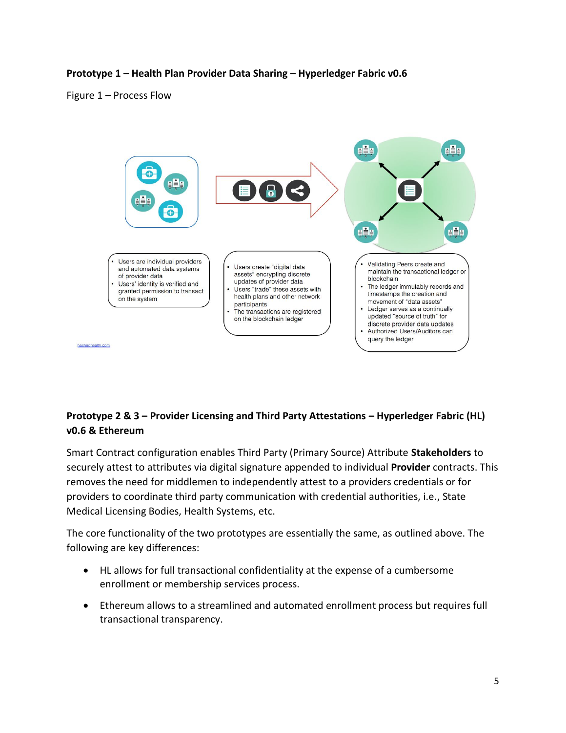**Prototype 1 – Health Plan Provider Data Sharing – Hyperledger Fabric v0.6**

Figure 1 – Process Flow

- Users are individual providers and automated data systems of provider data
- Users' identity is verified and granted permission to transact on the system

- Users create "digital data assets" encrypting discrete updates of provider data
- Users "trade" these assets with health plans and other network participants
- The transactions are registered on the blockchain ledger

- Validating Peers create and maintain the transactional ledger or blockchain
- The ledger immutably records and timestamps the creation and movement of "data assets"
- Ledger serves as a continually updated "source of truth" for discrete provider data updates
- Authorized Users/Auditors can query the ledger

hashedhealth.com

**Prototype 2 & 3 – Provider Licensing and Third Party Attestations – Hyperledger Fabric (HL) v0.6 & Ethereum**

Smart Contract configuration enables Third Party (Primary Source) Attribute **Stakeholders** to securely attest to attributes via digital signature appended to individual **Provider** contracts. This removes the need for middlemen to independently attest to a providers credentials or for providers to coordinate third party communication with credential authorities, i.e., State Medical Licensing Bodies, Health Systems, etc.

The core functionality of the two prototypes are essentially the same, as outlined above. The following are key differences:

- HL allows for full transactional confidentiality at the expense of a cumbersome enrollment or membership services process.
- Ethereum allows to a streamlined and automated enrollment process but requires full transactional transparency.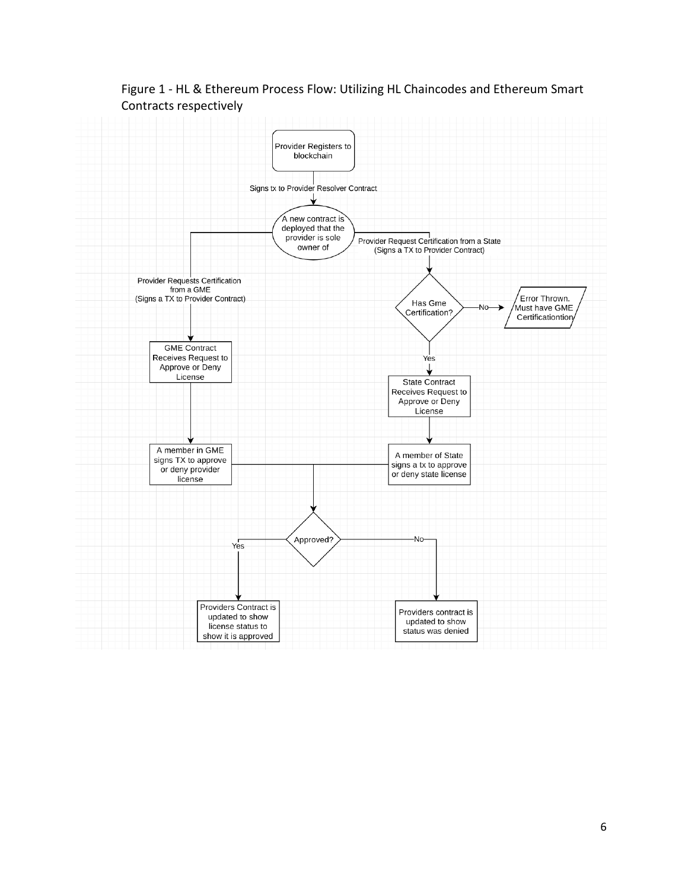Figure 1 - HL & Ethereum Process Flow: Utilizing HL Chaincodes and Ethereum Smart Contracts respectively

Provider Registers to blockchain

Signs tx to Provider Resolver Contract

A new contract is deployed that the provider is sole owner of

Provider Requests Certification from a GME (Signs a TX to Provider Contract)

Provider Request Certification from a State (Signs a TX to Provider Contract)

Has Gme Certification?

No

Error Thrown. Must have GME Certificationtion

Yes

GME Contract Receives Request to Approve or Deny License

State Contract Receives Request to Approve or Deny License

A member in GME signs TX to approve or deny provider license

A member of State signs a tx to approve or deny state license

Approved?

Yes

No

Providers Contract is updated to show license status to show it is approved

Providers contract is updated to show status was denied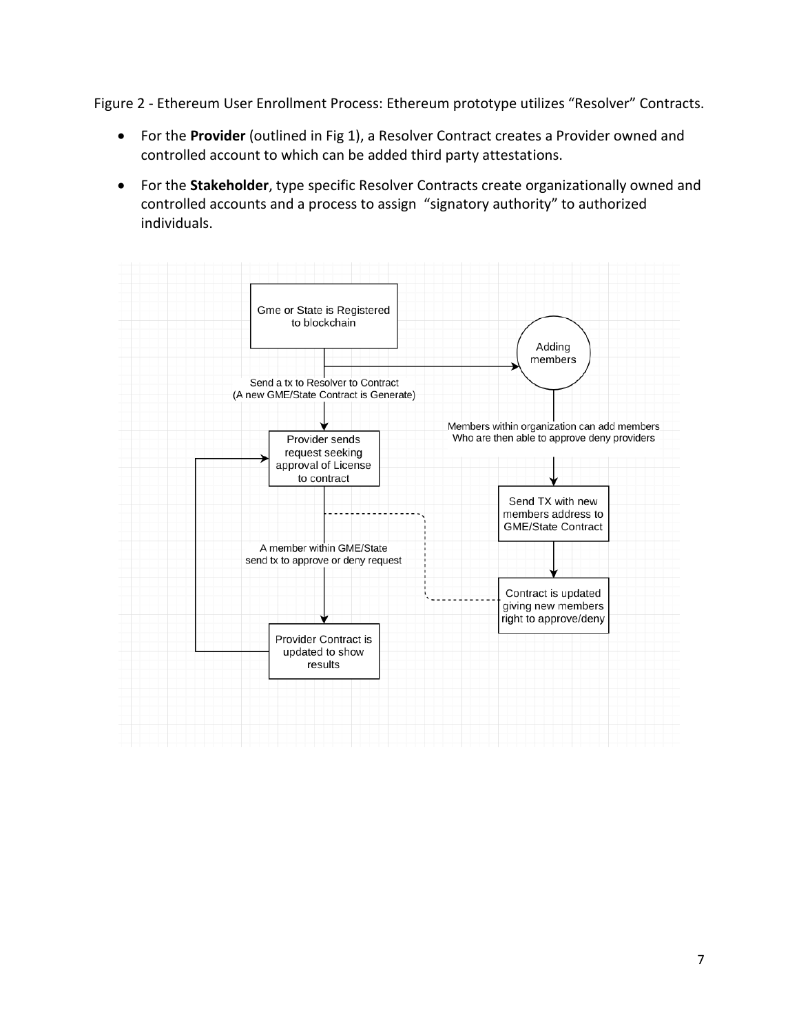Figure 2 - Ethereum User Enrollment Process: Ethereum prototype utilizes “Resolver” Contracts.

- For the **Provider** (outlined in Fig 1), a Resolver Contract creates a Provider owned and controlled account to which can be added third party attestations.
- For the **Stakeholder**, type specific Resolver Contracts create organizationally owned and controlled accounts and a process to assign “signatory authority” to authorized individuals.

Gme or State is Registered to blockchain

Send a tx to Resolver to Contract (A new GME/State Contract is Generate)

Provider sends request seeking approval of License to contract

A member within GME/State send tx to approve or deny request

Provider Contract is updated to show results

Adding members

Members within organization can add members Who are then able to approve deny providers

Send TX with new members address to GME/State Contract

Contract is updated giving new members right to approve/deny